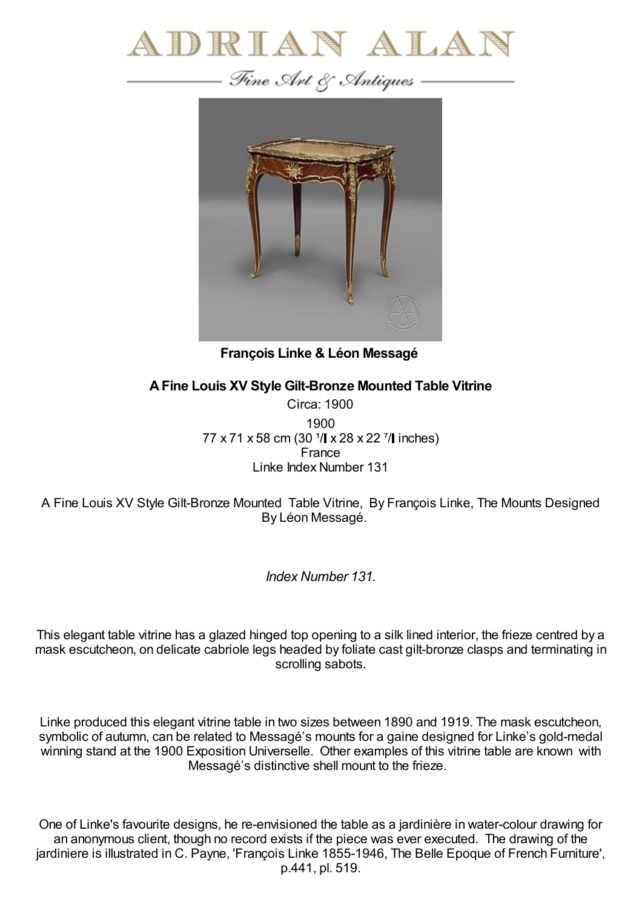# ADRIAN ALAN

*Fine Art & Antiques*

**François Linke & Léon Messagé**

**A Fine Louis XV Style Gilt-Bronze Mounted Table Vitrine**

Circa: 1900

1900

77 x 71 x 58 cm (30 1/ x 28 x 22 7/ inches)

France

Linke Index Number 131

A Fine Louis XV Style Gilt-Bronze Mounted Table Vitrine, By François Linke, The Mounts Designed By Léon Messagé.

*Index Number 131.*

This elegant table vitrine has a glazed hinged top opening to a silk lined interior, the frieze centred by a mask escutcheon, on delicate cabriole legs headed by foliate cast gilt-bronze clasps and terminating in scrolling sabots.

Linke produced this elegant vitrine table in two sizes between 1890 and 1919. The mask escutcheon, symbolic of autumn, can be related to Messagé's mounts for a gaine designed for Linke's gold-medal winning stand at the 1900 Exposition Universelle. Other examples of this vitrine table are known with Messagé's distinctive shell mount to the frieze.

One of Linke's favourite designs, he re-envisioned the table as a jardinière in water-colour drawing for an anonymous client, though no record exists if the piece was ever executed. The drawing of the jardiniere is illustrated in C. Payne, 'François Linke 1855-1946, The Belle Epoque of French Furniture', p.441, pl. 519.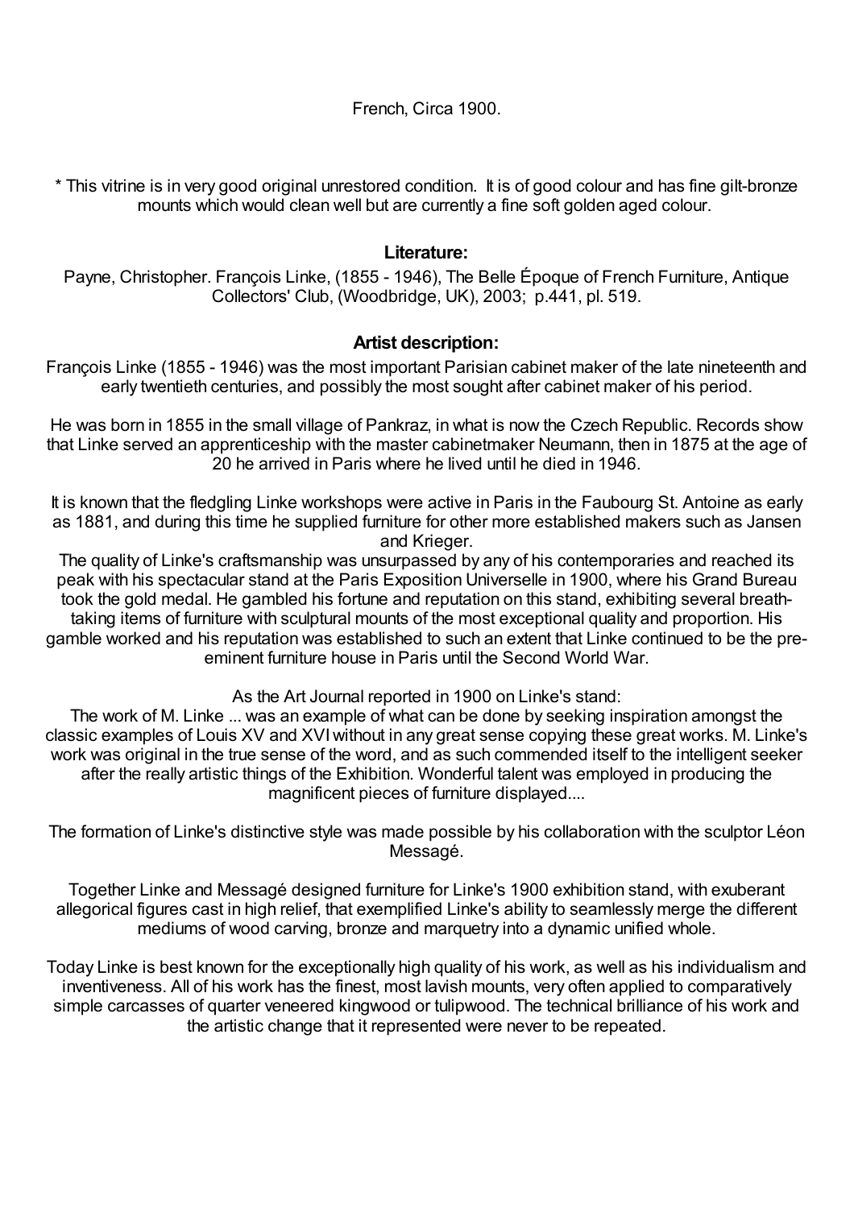French, Circa 1900.

* This vitrine is in very good original unrestored condition. It is of good colour and has fine gilt-bronze mounts which would clean well but are currently a fine soft golden aged colour.

**Literature:**

Payne, Christopher. François Linke, (1855 - 1946), The Belle Époque of French Furniture, Antique Collectors' Club, (Woodbridge, UK), 2003; p.441, pl. 519.

**Artist description:**

François Linke (1855 - 1946) was the most important Parisian cabinet maker of the late nineteenth and early twentieth centuries, and possibly the most sought after cabinet maker of his period.

He was born in 1855 in the small village of Pankraz, in what is now the Czech Republic. Records show that Linke served an apprenticeship with the master cabinetmaker Neumann, then in 1875 at the age of 20 he arrived in Paris where he lived until he died in 1946.

It is known that the fledgling Linke workshops were active in Paris in the Faubourg St. Antoine as early as 1881, and during this time he supplied furniture for other more established makers such as Jansen and Krieger.

The quality of Linke's craftsmanship was unsurpassed by any of his contemporaries and reached its peak with his spectacular stand at the Paris Exposition Universelle in 1900, where his Grand Bureau took the gold medal. He gambled his fortune and reputation on this stand, exhibiting several breath-taking items of furniture with sculptural mounts of the most exceptional quality and proportion. His gamble worked and his reputation was established to such an extent that Linke continued to be the pre-eminent furniture house in Paris until the Second World War.

As the Art Journal reported in 1900 on Linke's stand:

The work of M. Linke ... was an example of what can be done by seeking inspiration amongst the classic examples of Louis XV and XVI without in any great sense copying these great works. M. Linke's work was original in the true sense of the word, and as such commended itself to the intelligent seeker after the really artistic things of the Exhibition. Wonderful talent was employed in producing the magnificent pieces of furniture displayed....

The formation of Linke's distinctive style was made possible by his collaboration with the sculptor Léon Messagé.

Together Linke and Messagé designed furniture for Linke's 1900 exhibition stand, with exuberant allegorical figures cast in high relief, that exemplified Linke's ability to seamlessly merge the different mediums of wood carving, bronze and marquetry into a dynamic unified whole.

Today Linke is best known for the exceptionally high quality of his work, as well as his individualism and inventiveness. All of his work has the finest, most lavish mounts, very often applied to comparatively simple carcasses of quarter veneered kingwood or tulipwood. The technical brilliance of his work and the artistic change that it represented were never to be repeated.